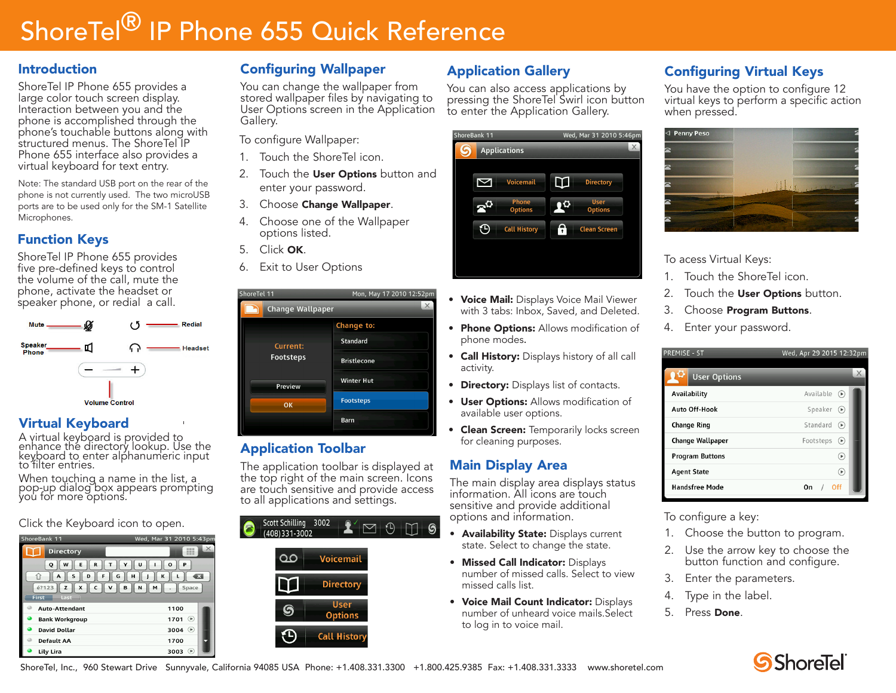# ShoreTel® IP Phone 655 Quick Reference

## Introduction

ShoreTel IP Phone 655 provides a large color touch screen display. Interaction between you and the phone is accomplished through the phone's touchable buttons along with structured menus. The ShoreTel IP Phone 655 interface also provides a virtual keyboard for text entry.

Note: The standard USB port on the rear of the phone is not currently used. The two microUSB ports are to be used only for the SM-1 Satellite Microphones.

## Function Keys

ShoreTel IP Phone 655 provides five pre-defined keys to control the volume of the call, mute the phone, activate the headset or speaker phone, or redial a call.

Mute — Redial — Speaker Phone — Headset — Volume Control

## Virtual Keyboard

A virtual keyboard is provided to enhance the directory lookup. Use the keyboard to enter alphanumeric input to filter entries.

When touching a name in the list, a pop-up dialog box appears prompting you for more options.

Click the Keyboard icon to open.

## Configuring Wallpaper

You can change the wallpaper from stored wallpaper files by navigating to User Options screen in the Application Gallery.

To configure Wallpaper:

1. Touch the ShoreTel icon.
2. Touch the **User Options** button and enter your password.
3. Choose **Change Wallpaper**.
4. Choose one of the Wallpaper options listed.
5. Click **OK**.
6. Exit to User Options

## Application Toolbar

The application toolbar is displayed at the top right of the main screen. Icons are touch sensitive and provide access to all applications and settings.

## Application Gallery

You can also access applications by pressing the ShoreTel Swirl icon button to enter the Application Gallery.

- **Voice Mail:** Displays Voice Mail Viewer with 3 tabs: Inbox, Saved, and Deleted.
- **Phone Options:** Allows modification of phone modes.
- **Call History:** Displays history of all call activity.
- **Directory:** Displays list of contacts.
- **User Options:** Allows modification of available user options.
- **Clean Screen:** Temporarily locks screen for cleaning purposes.

## Main Display Area

The main display area displays status information. All icons are touch sensitive and provide additional options and information.

- **Availability State:** Displays current state. Select to change the state.
- **Missed Call Indicator:** Displays number of missed calls. Select to view missed calls list.
- **Voice Mail Count Indicator:** Displays number of unheard voice mails.Select to log in to voice mail.

## Configuring Virtual Keys

You have the option to configure 12 virtual keys to perform a specific action when pressed.

To acess Virtual Keys:

1. Touch the ShoreTel icon.
2. Touch the **User Options** button.
3. Choose **Program Buttons**.
4. Enter your password.

To configure a key:

1. Choose the button to program.
2. Use the arrow key to choose the button function and configure.
3. Enter the parameters.
4. Type in the label.
5. Press **Done**.

ShoreTel, Inc., 960 Stewart Drive Sunnyvale, California 94085 USA Phone: +1.408.331.3300 +1.800.425.9385 Fax: +1.408.331.3333 www.shoretel.com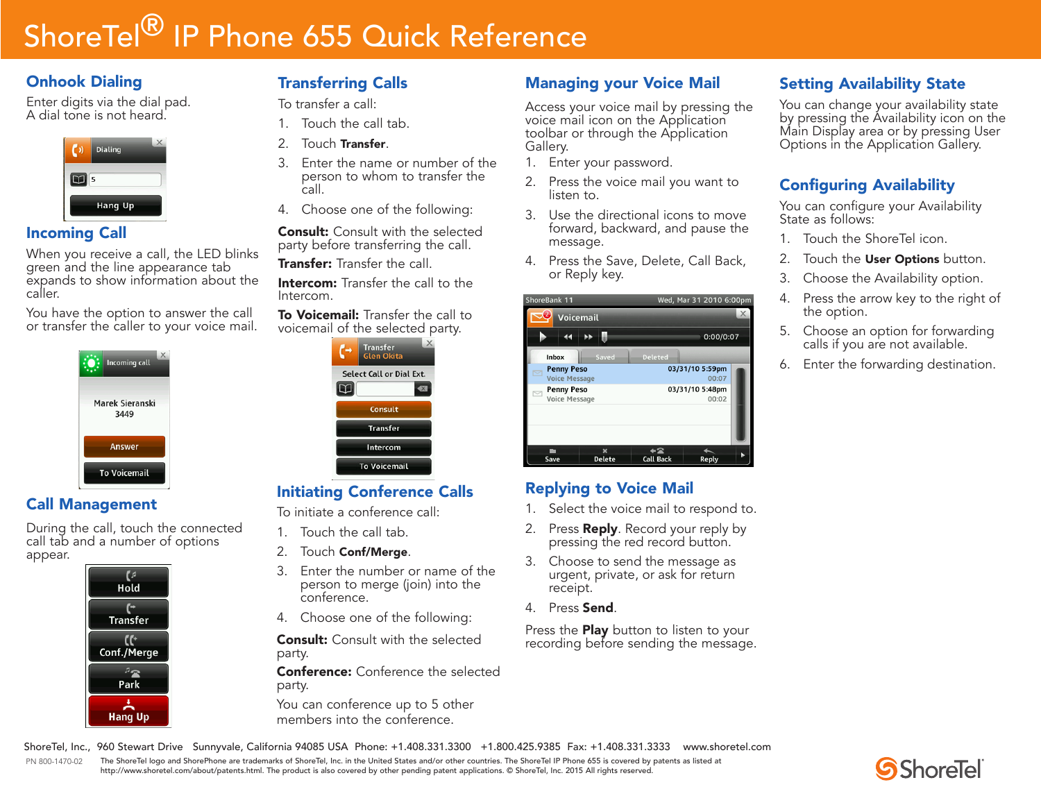# ShoreTel® IP Phone 655 Quick Reference

## Onhook Dialing

Enter digits via the dial pad.
A dial tone is not heard.

## Incoming Call

When you receive a call, the LED blinks green and the line appearance tab expands to show information about the caller.

You have the option to answer the call or transfer the caller to your voice mail.

## Call Management

During the call, touch the connected call tab and a number of options appear.

## Transferring Calls

To transfer a call:

1. Touch the call tab.
2. Touch **Transfer**.
3. Enter the name or number of the person to whom to transfer the call.
4. Choose one of the following:

**Consult:** Consult with the selected party before transferring the call.

**Transfer:** Transfer the call.

**Intercom:** Transfer the call to the Intercom.

**To Voicemail:** Transfer the call to voicemail of the selected party.

## Initiating Conference Calls

To initiate a conference call:

1. Touch the call tab.
2. Touch **Conf/Merge**.
3. Enter the number or name of the person to merge (join) into the conference.
4. Choose one of the following:

**Consult:** Consult with the selected party.

**Conference:** Conference the selected party.

You can conference up to 5 other members into the conference.

## Managing your Voice Mail

Access your voice mail by pressing the voice mail icon on the Application toolbar or through the Application Gallery.

1. Enter your password.
2. Press the voice mail you want to listen to.
3. Use the directional icons to move forward, backward, and pause the message.
4. Press the Save, Delete, Call Back, or Reply key.

## Replying to Voice Mail

1. Select the voice mail to respond to.
2. Press **Reply**. Record your reply by pressing the red record button.
3. Choose to send the message as urgent, private, or ask for return receipt.
4. Press **Send**.

Press the **Play** button to listen to your recording before sending the message.

## Setting Availability State

You can change your availability state by pressing the Availability icon on the Main Display area or by pressing User Options in the Application Gallery.

## Configuring Availability

You can configure your Availability State as follows:

1. Touch the ShoreTel icon.
2. Touch the **User Options** button.
3. Choose the Availability option.
4. Press the arrow key to the right of the option.
5. Choose an option for forwarding calls if you are not available.
6. Enter the forwarding destination.

ShoreTel, Inc., 960 Stewart Drive Sunnyvale, California 94085 USA Phone: +1.408.331.3300 +1.800.425.9385 Fax: +1.408.331.3333 www.shoretel.com

PN 800-1470-02 The ShoreTel logo and ShorePhone are trademarks of ShoreTel, Inc. in the United States and/or other countries. The ShoreTel IP Phone 655 is covered by patents as listed at http://www.shoretel.com/about/patents.html. The product is also covered by other pending patent applications. © ShoreTel, Inc. 2015 All rights reserved.